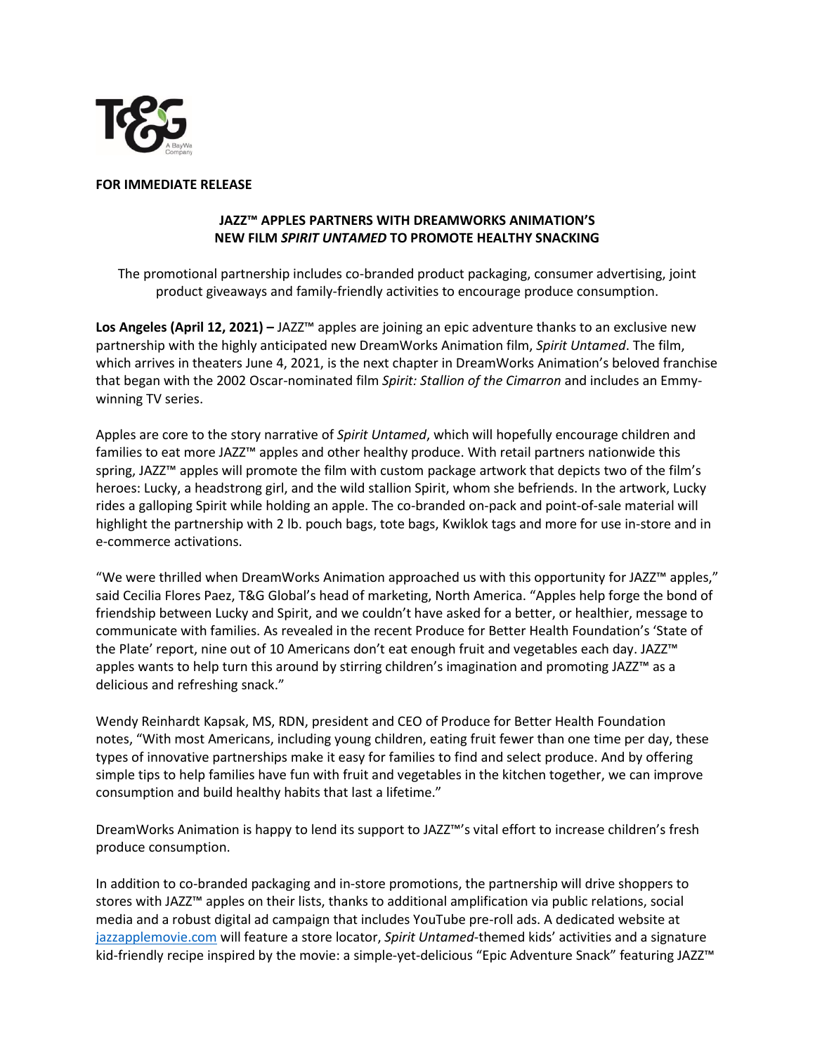**FOR IMMEDIATE RELEASE**

## JAZZ™ APPLES PARTNERS WITH DREAMWORKS ANIMATION'S NEW FILM *SPIRIT UNTAMED* TO PROMOTE HEALTHY SNACKING

The promotional partnership includes co-branded product packaging, consumer advertising, joint product giveaways and family-friendly activities to encourage produce consumption.

**Los Angeles (April 12, 2021) –** JAZZ™ apples are joining an epic adventure thanks to an exclusive new partnership with the highly anticipated new DreamWorks Animation film, *Spirit Untamed*. The film, which arrives in theaters June 4, 2021, is the next chapter in DreamWorks Animation's beloved franchise that began with the 2002 Oscar-nominated film *Spirit: Stallion of the Cimarron* and includes an Emmy-winning TV series.

Apples are core to the story narrative of *Spirit Untamed*, which will hopefully encourage children and families to eat more JAZZ™ apples and other healthy produce. With retail partners nationwide this spring, JAZZ™ apples will promote the film with custom package artwork that depicts two of the film's heroes: Lucky, a headstrong girl, and the wild stallion Spirit, whom she befriends. In the artwork, Lucky rides a galloping Spirit while holding an apple. The co-branded on-pack and point-of-sale material will highlight the partnership with 2 lb. pouch bags, tote bags, Kwiklok tags and more for use in-store and in e-commerce activations.

"We were thrilled when DreamWorks Animation approached us with this opportunity for JAZZ™ apples," said Cecilia Flores Paez, T&G Global's head of marketing, North America. "Apples help forge the bond of friendship between Lucky and Spirit, and we couldn't have asked for a better, or healthier, message to communicate with families. As revealed in the recent Produce for Better Health Foundation's 'State of the Plate' report, nine out of 10 Americans don't eat enough fruit and vegetables each day. JAZZ™ apples wants to help turn this around by stirring children's imagination and promoting JAZZ™ as a delicious and refreshing snack."

Wendy Reinhardt Kapsak, MS, RDN, president and CEO of Produce for Better Health Foundation notes, "With most Americans, including young children, eating fruit fewer than one time per day, these types of innovative partnerships make it easy for families to find and select produce. And by offering simple tips to help families have fun with fruit and vegetables in the kitchen together, we can improve consumption and build healthy habits that last a lifetime."

DreamWorks Animation is happy to lend its support to JAZZ™'s vital effort to increase children's fresh produce consumption.

In addition to co-branded packaging and in-store promotions, the partnership will drive shoppers to stores with JAZZ™ apples on their lists, thanks to additional amplification via public relations, social media and a robust digital ad campaign that includes YouTube pre-roll ads. A dedicated website at jazzapplemovie.com will feature a store locator, *Spirit Untamed*-themed kids' activities and a signature kid-friendly recipe inspired by the movie: a simple-yet-delicious "Epic Adventure Snack" featuring JAZZ™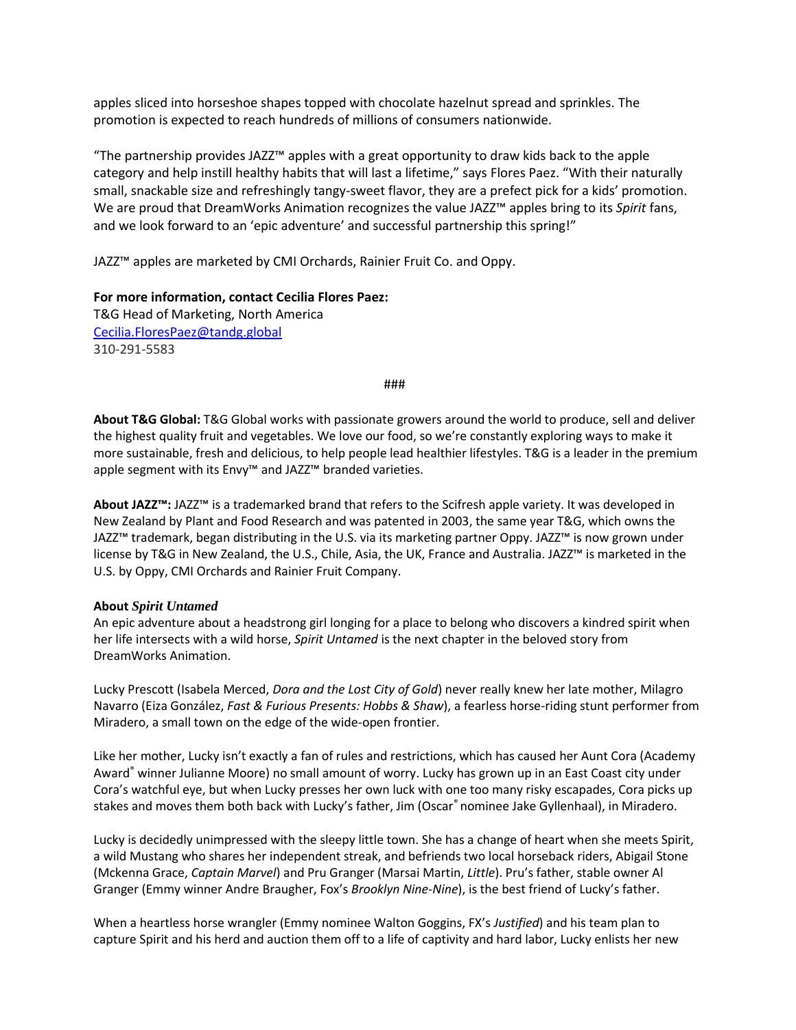apples sliced into horseshoe shapes topped with chocolate hazelnut spread and sprinkles. The promotion is expected to reach hundreds of millions of consumers nationwide.

"The partnership provides JAZZ™ apples with a great opportunity to draw kids back to the apple category and help instill healthy habits that will last a lifetime," says Flores Paez. "With their naturally small, snackable size and refreshingly tangy-sweet flavor, they are a prefect pick for a kids' promotion. We are proud that DreamWorks Animation recognizes the value JAZZ™ apples bring to its *Spirit* fans, and we look forward to an 'epic adventure' and successful partnership this spring!"

JAZZ™ apples are marketed by CMI Orchards, Rainier Fruit Co. and Oppy.

**For more information, contact Cecilia Flores Paez:**
T&G Head of Marketing, North America
Cecilia.FloresPaez@tandg.global
310-291-5583

###

**About T&G Global:** T&G Global works with passionate growers around the world to produce, sell and deliver the highest quality fruit and vegetables. We love our food, so we're constantly exploring ways to make it more sustainable, fresh and delicious, to help people lead healthier lifestyles. T&G is a leader in the premium apple segment with its Envy™ and JAZZ™ branded varieties.

**About JAZZ™:** JAZZ™ is a trademarked brand that refers to the Scifresh apple variety. It was developed in New Zealand by Plant and Food Research and was patented in 2003, the same year T&G, which owns the JAZZ™ trademark, began distributing in the U.S. via its marketing partner Oppy. JAZZ™ is now grown under license by T&G in New Zealand, the U.S., Chile, Asia, the UK, France and Australia. JAZZ™ is marketed in the U.S. by Oppy, CMI Orchards and Rainier Fruit Company.

**About *Spirit Untamed***
An epic adventure about a headstrong girl longing for a place to belong who discovers a kindred spirit when her life intersects with a wild horse, *Spirit Untamed* is the next chapter in the beloved story from DreamWorks Animation.

Lucky Prescott (Isabela Merced, *Dora and the Lost City of Gold*) never really knew her late mother, Milagro Navarro (Eiza González, *Fast & Furious Presents: Hobbs & Shaw*), a fearless horse-riding stunt performer from Miradero, a small town on the edge of the wide-open frontier.

Like her mother, Lucky isn't exactly a fan of rules and restrictions, which has caused her Aunt Cora (Academy Award® winner Julianne Moore) no small amount of worry. Lucky has grown up in an East Coast city under Cora's watchful eye, but when Lucky presses her own luck with one too many risky escapades, Cora picks up stakes and moves them both back with Lucky's father, Jim (Oscar® nominee Jake Gyllenhaal), in Miradero.

Lucky is decidedly unimpressed with the sleepy little town. She has a change of heart when she meets Spirit, a wild Mustang who shares her independent streak, and befriends two local horseback riders, Abigail Stone (Mckenna Grace, *Captain Marvel*) and Pru Granger (Marsai Martin, *Little*). Pru's father, stable owner Al Granger (Emmy winner Andre Braugher, Fox's *Brooklyn Nine-Nine*), is the best friend of Lucky's father.

When a heartless horse wrangler (Emmy nominee Walton Goggins, FX's *Justified*) and his team plan to capture Spirit and his herd and auction them off to a life of captivity and hard labor, Lucky enlists her new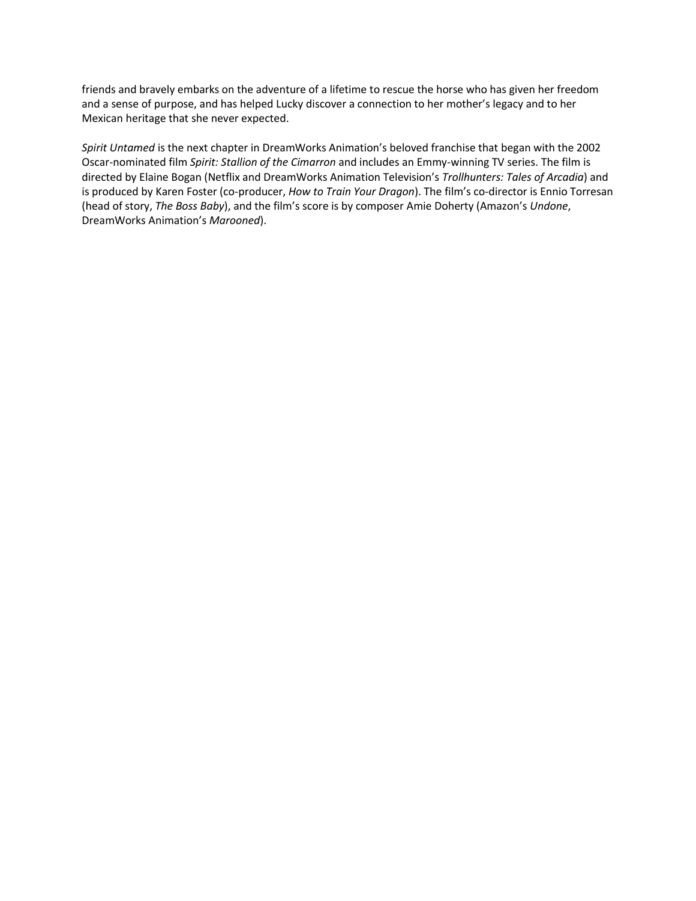friends and bravely embarks on the adventure of a lifetime to rescue the horse who has given her freedom and a sense of purpose, and has helped Lucky discover a connection to her mother's legacy and to her Mexican heritage that she never expected.

*Spirit Untamed* is the next chapter in DreamWorks Animation's beloved franchise that began with the 2002 Oscar-nominated film *Spirit: Stallion of the Cimarron* and includes an Emmy-winning TV series. The film is directed by Elaine Bogan (Netflix and DreamWorks Animation Television's *Trollhunters: Tales of Arcadia*) and is produced by Karen Foster (co-producer, *How to Train Your Dragon*). The film's co-director is Ennio Torresan (head of story, *The Boss Baby*), and the film's score is by composer Amie Doherty (Amazon's *Undone*, DreamWorks Animation's *Marooned*).